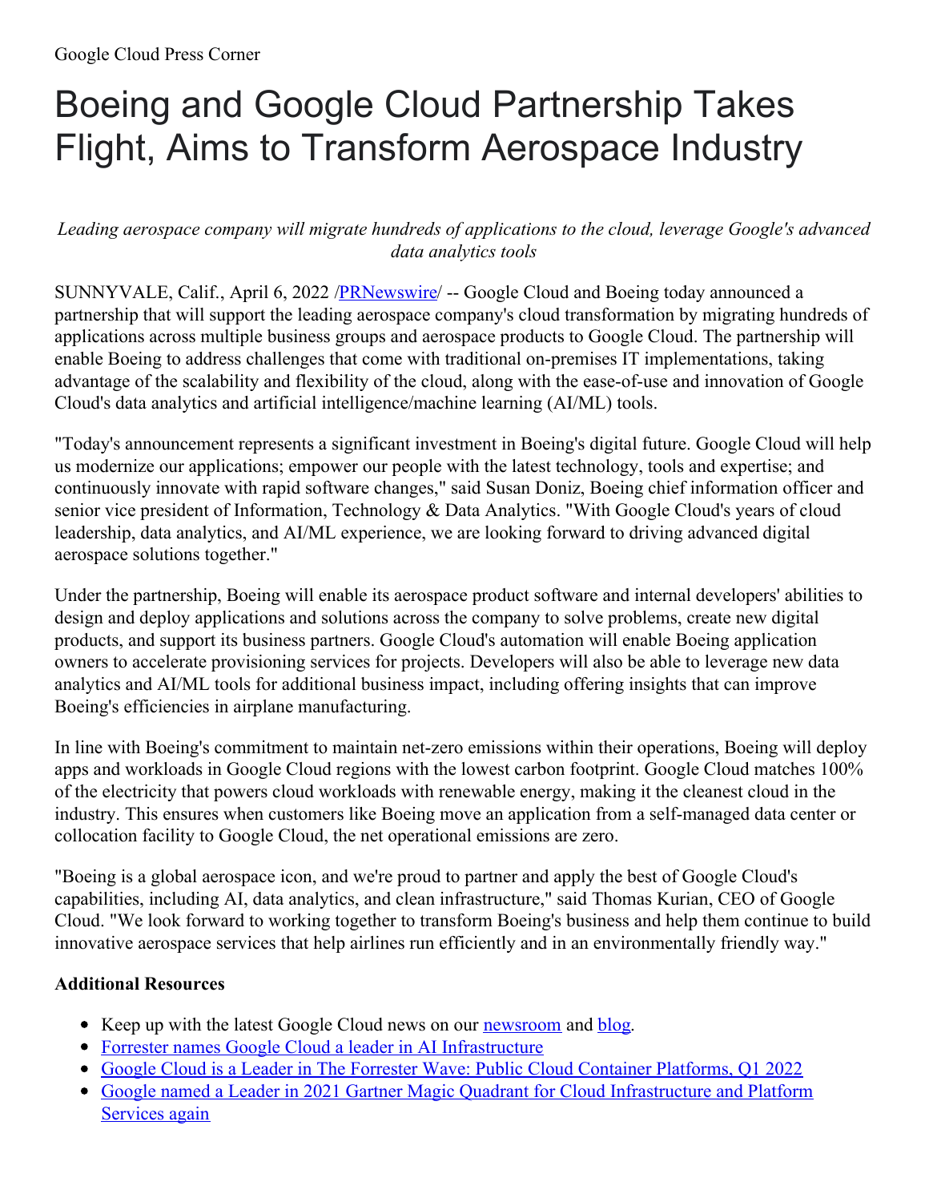Google Cloud Press Corner

# Boeing and Google Cloud Partnership Takes Flight, Aims to Transform Aerospace Industry

*Leading aerospace company will migrate hundreds of applications to the cloud, leverage Google's advanced data analytics tools*

SUNNYVALE, Calif., April 6, 2022 /PRNewswire/ -- Google Cloud and Boeing today announced a partnership that will support the leading aerospace company's cloud transformation by migrating hundreds of applications across multiple business groups and aerospace products to Google Cloud. The partnership will enable Boeing to address challenges that come with traditional on-premises IT implementations, taking advantage of the scalability and flexibility of the cloud, along with the ease-of-use and innovation of Google Cloud's data analytics and artificial intelligence/machine learning (AI/ML) tools.

"Today's announcement represents a significant investment in Boeing's digital future. Google Cloud will help us modernize our applications; empower our people with the latest technology, tools and expertise; and continuously innovate with rapid software changes," said Susan Doniz, Boeing chief information officer and senior vice president of Information, Technology & Data Analytics. "With Google Cloud's years of cloud leadership, data analytics, and AI/ML experience, we are looking forward to driving advanced digital aerospace solutions together."

Under the partnership, Boeing will enable its aerospace product software and internal developers' abilities to design and deploy applications and solutions across the company to solve problems, create new digital products, and support its business partners. Google Cloud's automation will enable Boeing application owners to accelerate provisioning services for projects. Developers will also be able to leverage new data analytics and AI/ML tools for additional business impact, including offering insights that can improve Boeing's efficiencies in airplane manufacturing.

In line with Boeing's commitment to maintain net-zero emissions within their operations, Boeing will deploy apps and workloads in Google Cloud regions with the lowest carbon footprint. Google Cloud matches 100% of the electricity that powers cloud workloads with renewable energy, making it the cleanest cloud in the industry. This ensures when customers like Boeing move an application from a self-managed data center or collocation facility to Google Cloud, the net operational emissions are zero.

"Boeing is a global aerospace icon, and we're proud to partner and apply the best of Google Cloud's capabilities, including AI, data analytics, and clean infrastructure," said Thomas Kurian, CEO of Google Cloud. "We look forward to working together to transform Boeing's business and help them continue to build innovative aerospace services that help airlines run efficiently and in an environmentally friendly way."

**Additional Resources**

- Keep up with the latest Google Cloud news on our newsroom and blog.
- Forrester names Google Cloud a leader in AI Infrastructure
- Google Cloud is a Leader in The Forrester Wave: Public Cloud Container Platforms, Q1 2022
- Google named a Leader in 2021 Gartner Magic Quadrant for Cloud Infrastructure and Platform Services again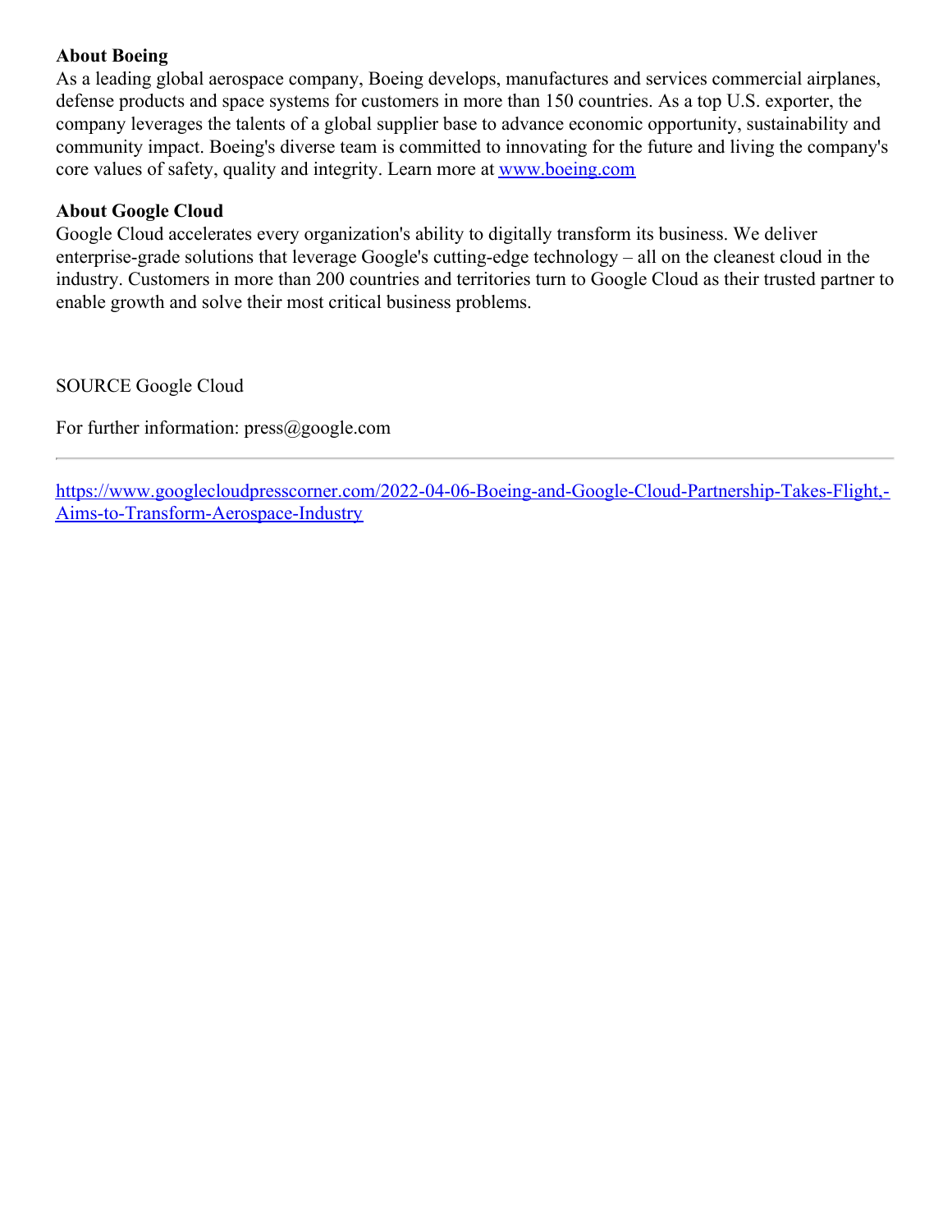**About Boeing**

As a leading global aerospace company, Boeing develops, manufactures and services commercial airplanes, defense products and space systems for customers in more than 150 countries. As a top U.S. exporter, the company leverages the talents of a global supplier base to advance economic opportunity, sustainability and community impact. Boeing's diverse team is committed to innovating for the future and living the company's core values of safety, quality and integrity. Learn more at [www.boeing.com](http://www.boeing.com)

**About Google Cloud**

Google Cloud accelerates every organization's ability to digitally transform its business. We deliver enterprise-grade solutions that leverage Google's cutting-edge technology – all on the cleanest cloud in the industry. Customers in more than 200 countries and territories turn to Google Cloud as their trusted partner to enable growth and solve their most critical business problems.

SOURCE Google Cloud

For further information: press@google.com

---

[https://www.googlecloudpresscorner.com/2022-04-06-Boeing-and-Google-Cloud-Partnership-Takes-Flight,-Aims-to-Transform-Aerospace-Industry](https://www.googlecloudpresscorner.com/2022-04-06-Boeing-and-Google-Cloud-Partnership-Takes-Flight,-Aims-to-Transform-Aerospace-Industry)